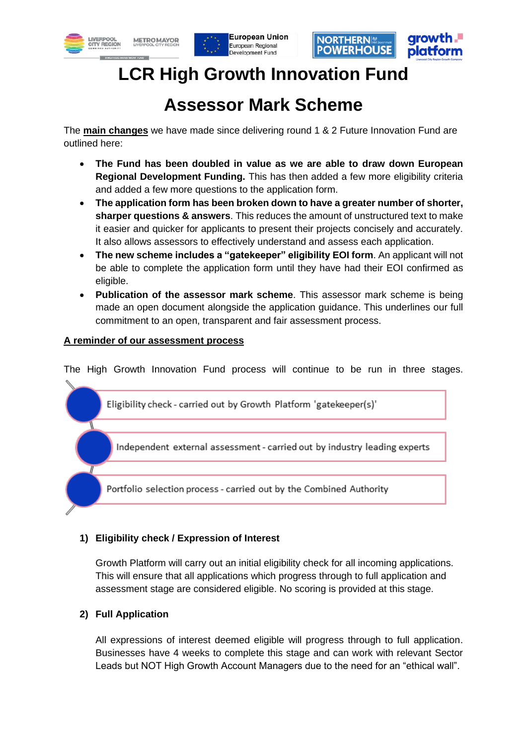# LCR High Growth Innovation Fund

# Assessor Mark Scheme

The **main changes** we have made since delivering round 1 & 2 Future Innovation Fund are outlined here:

- **The Fund has been doubled in value as we are able to draw down European Regional Development Funding.** This has then added a few more eligibility criteria and added a few more questions to the application form.
- **The application form has been broken down to have a greater number of shorter, sharper questions & answers**. This reduces the amount of unstructured text to make it easier and quicker for applicants to present their projects concisely and accurately. It also allows assessors to effectively understand and assess each application.
- **The new scheme includes a "gatekeeper" eligibility EOI form**. An applicant will not be able to complete the application form until they have had their EOI confirmed as eligible.
- **Publication of the assessor mark scheme**. This assessor mark scheme is being made an open document alongside the application guidance. This underlines our full commitment to an open, transparent and fair assessment process.

**A reminder of our assessment process**

The High Growth Innovation Fund process will continue to be run in three stages.

Eligibility check - carried out by Growth Platform 'gatekeeper(s)'

Independent external assessment - carried out by industry leading experts

Portfolio selection process - carried out by the Combined Authority

1) **Eligibility check / Expression of Interest**

   Growth Platform will carry out an initial eligibility check for all incoming applications. This will ensure that all applications which progress through to full application and assessment stage are considered eligible. No scoring is provided at this stage.

2) **Full Application**

   All expressions of interest deemed eligible will progress through to full application. Businesses have 4 weeks to complete this stage and can work with relevant Sector Leads but NOT High Growth Account Managers due to the need for an "ethical wall".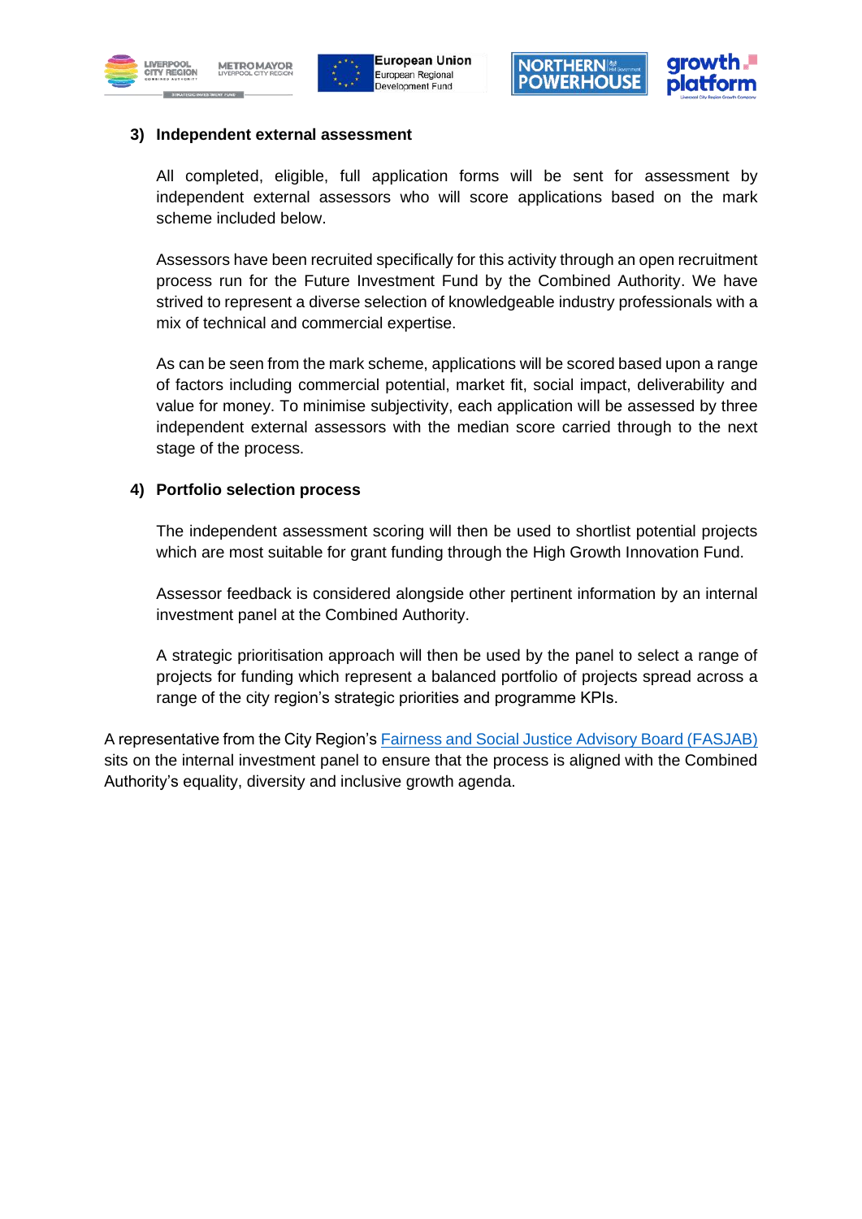### 3) Independent external assessment

All completed, eligible, full application forms will be sent for assessment by independent external assessors who will score applications based on the mark scheme included below.

Assessors have been recruited specifically for this activity through an open recruitment process run for the Future Investment Fund by the Combined Authority. We have strived to represent a diverse selection of knowledgeable industry professionals with a mix of technical and commercial expertise.

As can be seen from the mark scheme, applications will be scored based upon a range of factors including commercial potential, market fit, social impact, deliverability and value for money. To minimise subjectivity, each application will be assessed by three independent external assessors with the median score carried through to the next stage of the process.

### 4) Portfolio selection process

The independent assessment scoring will then be used to shortlist potential projects which are most suitable for grant funding through the High Growth Innovation Fund.

Assessor feedback is considered alongside other pertinent information by an internal investment panel at the Combined Authority.

A strategic prioritisation approach will then be used by the panel to select a range of projects for funding which represent a balanced portfolio of projects spread across a range of the city region's strategic priorities and programme KPIs.

A representative from the City Region's Fairness and Social Justice Advisory Board (FASJAB) sits on the internal investment panel to ensure that the process is aligned with the Combined Authority's equality, diversity and inclusive growth agenda.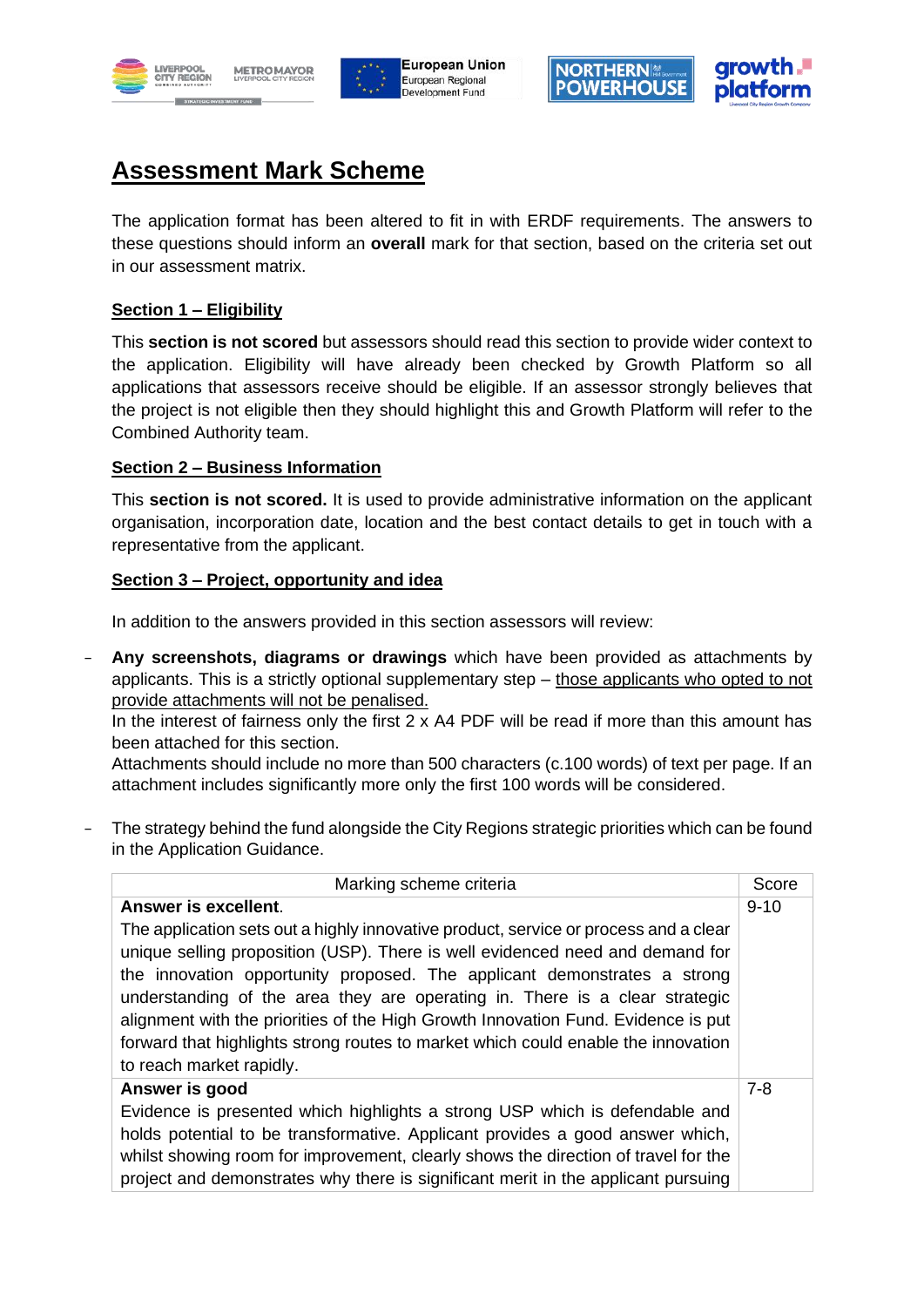# Assessment Mark Scheme

The application format has been altered to fit in with ERDF requirements. The answers to these questions should inform an **overall** mark for that section, based on the criteria set out in our assessment matrix.

## Section 1 – Eligibility

This **section is not scored** but assessors should read this section to provide wider context to the application. Eligibility will have already been checked by Growth Platform so all applications that assessors receive should be eligible. If an assessor strongly believes that the project is not eligible then they should highlight this and Growth Platform will refer to the Combined Authority team.

## Section 2 – Business Information

This **section is not scored.** It is used to provide administrative information on the applicant organisation, incorporation date, location and the best contact details to get in touch with a representative from the applicant.

## Section 3 – Project, opportunity and idea

In addition to the answers provided in this section assessors will review:

- **Any screenshots, diagrams or drawings** which have been provided as attachments by applicants. This is a strictly optional supplementary step – <u>those applicants who opted to not provide attachments will not be penalised.</u>
  In the interest of fairness only the first 2 x A4 PDF will be read if more than this amount has been attached for this section.
  Attachments should include no more than 500 characters (c.100 words) of text per page. If an attachment includes significantly more only the first 100 words will be considered.

- The strategy behind the fund alongside the City Regions strategic priorities which can be found in the Application Guidance.

| Marking scheme criteria | Score |
|---|---|
| **Answer is excellent**. The application sets out a highly innovative product, service or process and a clear unique selling proposition (USP). There is well evidenced need and demand for the innovation opportunity proposed. The applicant demonstrates a strong understanding of the area they are operating in. There is a clear strategic alignment with the priorities of the High Growth Innovation Fund. Evidence is put forward that highlights strong routes to market which could enable the innovation to reach market rapidly. | 9-10 |
| **Answer is good** Evidence is presented which highlights a strong USP which is defendable and holds potential to be transformative. Applicant provides a good answer which, whilst showing room for improvement, clearly shows the direction of travel for the project and demonstrates why there is significant merit in the applicant pursuing | 7-8 |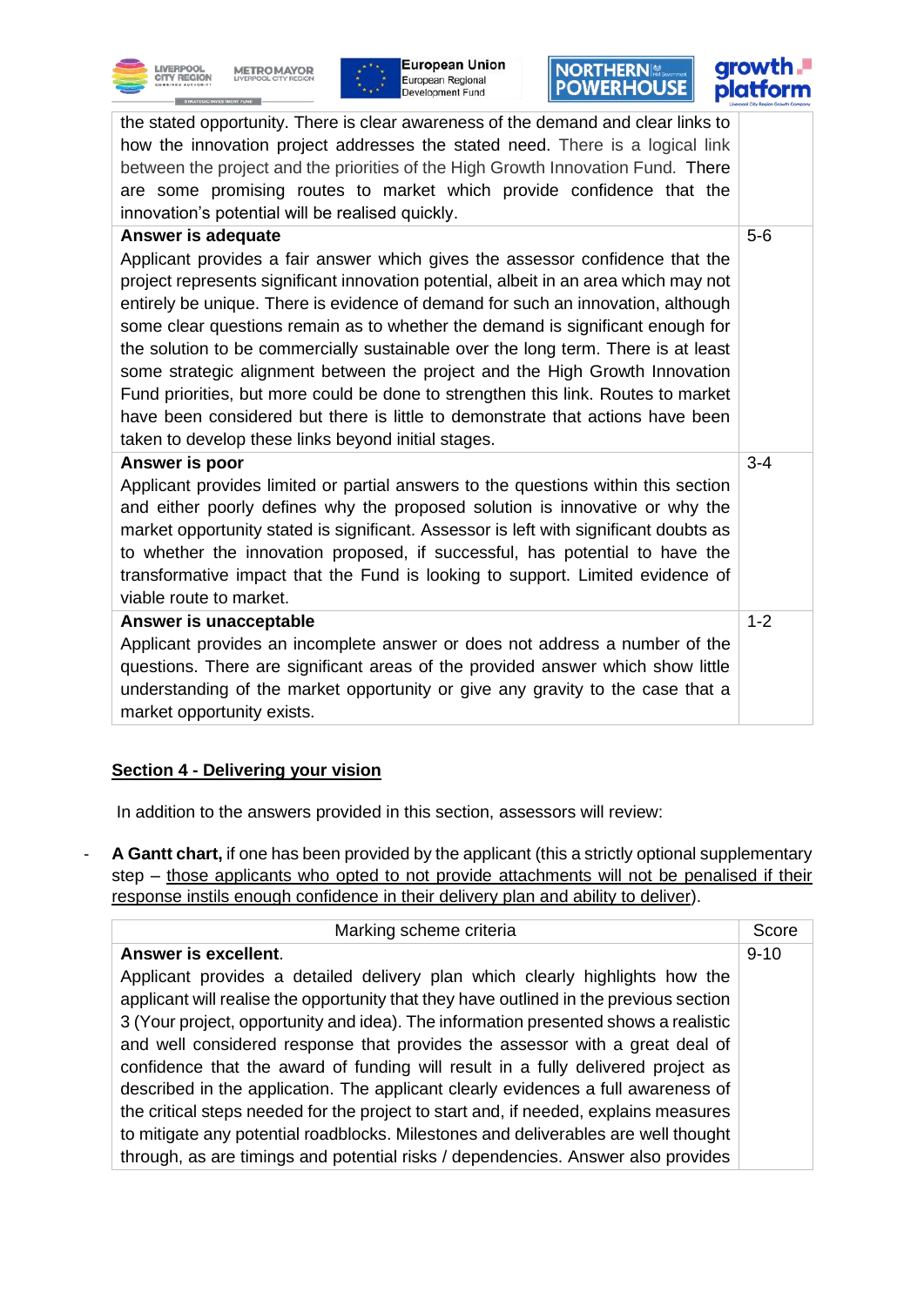| | |
|---|---|
| the stated opportunity. There is clear awareness of the demand and clear links to how the innovation project addresses the stated need. There is a logical link between the project and the priorities of the High Growth Innovation Fund. There are some promising routes to market which provide confidence that the innovation's potential will be realised quickly. | |
| **Answer is adequate** Applicant provides a fair answer which gives the assessor confidence that the project represents significant innovation potential, albeit in an area which may not entirely be unique. There is evidence of demand for such an innovation, although some clear questions remain as to whether the demand is significant enough for the solution to be commercially sustainable over the long term. There is at least some strategic alignment between the project and the High Growth Innovation Fund priorities, but more could be done to strengthen this link. Routes to market have been considered but there is little to demonstrate that actions have been taken to develop these links beyond initial stages. | 5-6 |
| **Answer is poor** Applicant provides limited or partial answers to the questions within this section and either poorly defines why the proposed solution is innovative or why the market opportunity stated is significant. Assessor is left with significant doubts as to whether the innovation proposed, if successful, has potential to have the transformative impact that the Fund is looking to support. Limited evidence of viable route to market. | 3-4 |
| **Answer is unacceptable** Applicant provides an incomplete answer or does not address a number of the questions. There are significant areas of the provided answer which show little understanding of the market opportunity or give any gravity to the case that a market opportunity exists. | 1-2 |

## Section 4 - Delivering your vision

In addition to the answers provided in this section, assessors will review:

- **A Gantt chart,** if one has been provided by the applicant (this a strictly optional supplementary step – <u>those applicants who opted to not provide attachments will not be penalised if their response instils enough confidence in their delivery plan and ability to deliver</u>).

| Marking scheme criteria | Score |
|---|---|
| **Answer is excellent**. Applicant provides a detailed delivery plan which clearly highlights how the applicant will realise the opportunity that they have outlined in the previous section 3 (Your project, opportunity and idea). The information presented shows a realistic and well considered response that provides the assessor with a great deal of confidence that the award of funding will result in a fully delivered project as described in the application. The applicant clearly evidences a full awareness of the critical steps needed for the project to start and, if needed, explains measures to mitigate any potential roadblocks. Milestones and deliverables are well thought through, as are timings and potential risks / dependencies. Answer also provides | 9-10 |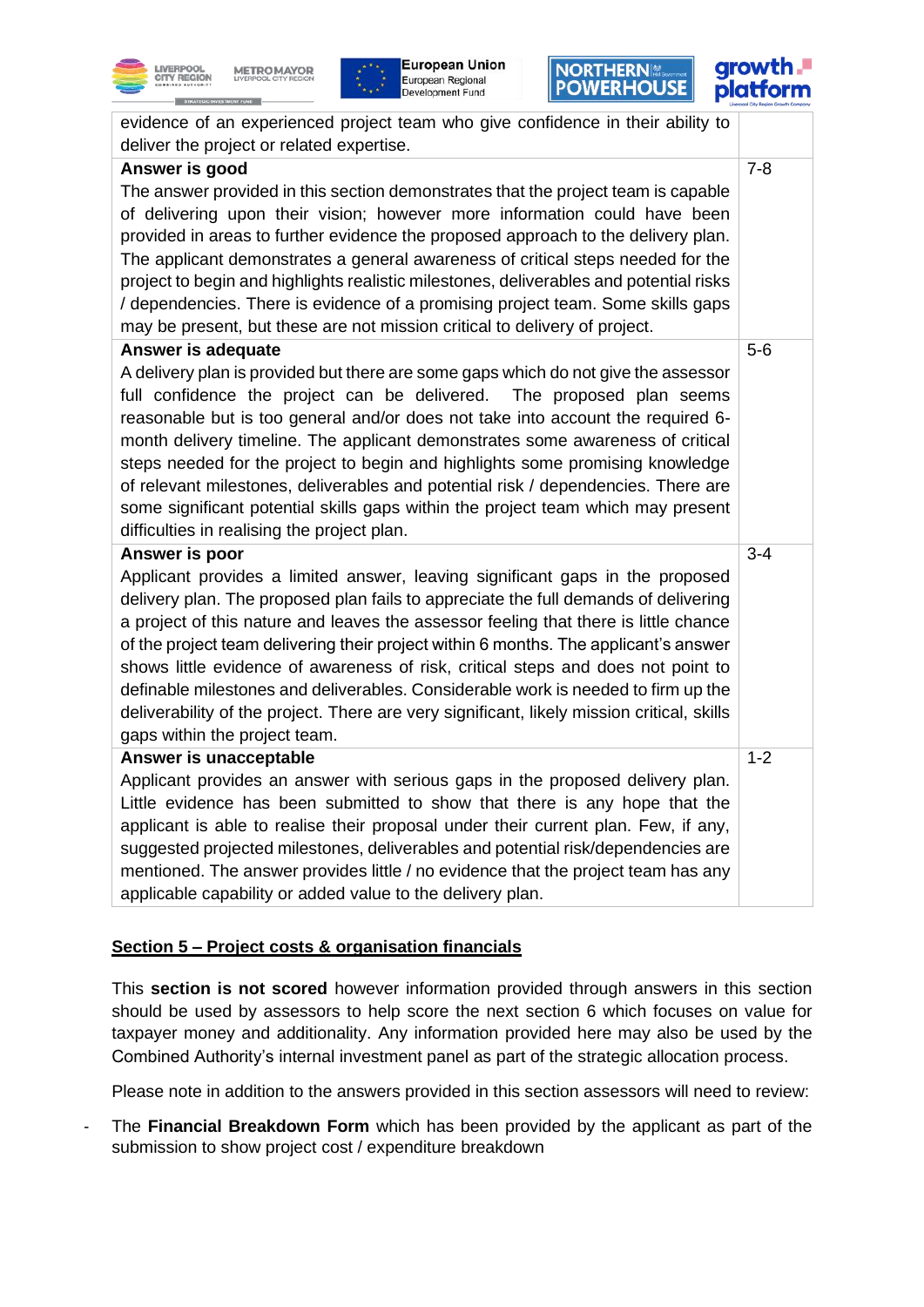| | |
|---|---|
| evidence of an experienced project team who give confidence in their ability to deliver the project or related expertise. | |
| **Answer is good**<br>The answer provided in this section demonstrates that the project team is capable of delivering upon their vision; however more information could have been provided in areas to further evidence the proposed approach to the delivery plan. The applicant demonstrates a general awareness of critical steps needed for the project to begin and highlights realistic milestones, deliverables and potential risks / dependencies. There is evidence of a promising project team. Some skills gaps may be present, but these are not mission critical to delivery of project. | 7-8 |
| **Answer is adequate**<br>A delivery plan is provided but there are some gaps which do not give the assessor full confidence the project can be delivered. The proposed plan seems reasonable but is too general and/or does not take into account the required 6-month delivery timeline. The applicant demonstrates some awareness of critical steps needed for the project to begin and highlights some promising knowledge of relevant milestones, deliverables and potential risk / dependencies. There are some significant potential skills gaps within the project team which may present difficulties in realising the project plan. | 5-6 |
| **Answer is poor**<br>Applicant provides a limited answer, leaving significant gaps in the proposed delivery plan. The proposed plan fails to appreciate the full demands of delivering a project of this nature and leaves the assessor feeling that there is little chance of the project team delivering their project within 6 months. The applicant's answer shows little evidence of awareness of risk, critical steps and does not point to definable milestones and deliverables. Considerable work is needed to firm up the deliverability of the project. There are very significant, likely mission critical, skills gaps within the project team. | 3-4 |
| **Answer is unacceptable**<br>Applicant provides an answer with serious gaps in the proposed delivery plan. Little evidence has been submitted to show that there is any hope that the applicant is able to realise their proposal under their current plan. Few, if any, suggested projected milestones, deliverables and potential risk/dependencies are mentioned. The answer provides little / no evidence that the project team has any applicable capability or added value to the delivery plan. | 1-2 |

## Section 5 – Project costs & organisation financials

This **section is not scored** however information provided through answers in this section should be used by assessors to help score the next section 6 which focuses on value for taxpayer money and additionality. Any information provided here may also be used by the Combined Authority's internal investment panel as part of the strategic allocation process.

Please note in addition to the answers provided in this section assessors will need to review:

- The **Financial Breakdown Form** which has been provided by the applicant as part of the submission to show project cost / expenditure breakdown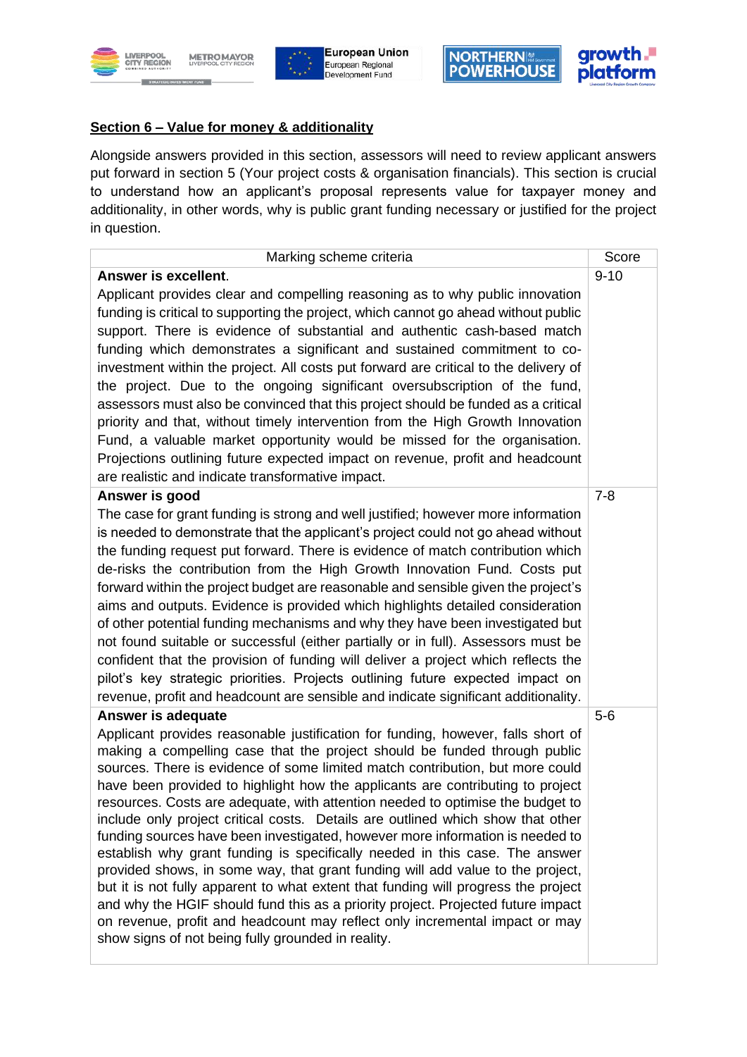**Section 6 – Value for money & additionality**

Alongside answers provided in this section, assessors will need to review applicant answers put forward in section 5 (Your project costs & organisation financials). This section is crucial to understand how an applicant's proposal represents value for taxpayer money and additionality, in other words, why is public grant funding necessary or justified for the project in question.

| Marking scheme criteria | Score |
|---|---|
| **Answer is excellent**.<br>Applicant provides clear and compelling reasoning as to why public innovation funding is critical to supporting the project, which cannot go ahead without public support. There is evidence of substantial and authentic cash-based match funding which demonstrates a significant and sustained commitment to co-investment within the project. All costs put forward are critical to the delivery of the project. Due to the ongoing significant oversubscription of the fund, assessors must also be convinced that this project should be funded as a critical priority and that, without timely intervention from the High Growth Innovation Fund, a valuable market opportunity would be missed for the organisation. Projections outlining future expected impact on revenue, profit and headcount are realistic and indicate transformative impact. | 9-10 |
| **Answer is good**<br>The case for grant funding is strong and well justified; however more information is needed to demonstrate that the applicant's project could not go ahead without the funding request put forward. There is evidence of match contribution which de-risks the contribution from the High Growth Innovation Fund. Costs put forward within the project budget are reasonable and sensible given the project's aims and outputs. Evidence is provided which highlights detailed consideration of other potential funding mechanisms and why they have been investigated but not found suitable or successful (either partially or in full). Assessors must be confident that the provision of funding will deliver a project which reflects the pilot's key strategic priorities. Projects outlining future expected impact on revenue, profit and headcount are sensible and indicate significant additionality. | 7-8 |
| **Answer is adequate**<br>Applicant provides reasonable justification for funding, however, falls short of making a compelling case that the project should be funded through public sources. There is evidence of some limited match contribution, but more could have been provided to highlight how the applicants are contributing to project resources. Costs are adequate, with attention needed to optimise the budget to include only project critical costs. Details are outlined which show that other funding sources have been investigated, however more information is needed to establish why grant funding is specifically needed in this case. The answer provided shows, in some way, that grant funding will add value to the project, but it is not fully apparent to what extent that funding will progress the project and why the HGIF should fund this as a priority project. Projected future impact on revenue, profit and headcount may reflect only incremental impact or may show signs of not being fully grounded in reality. | 5-6 |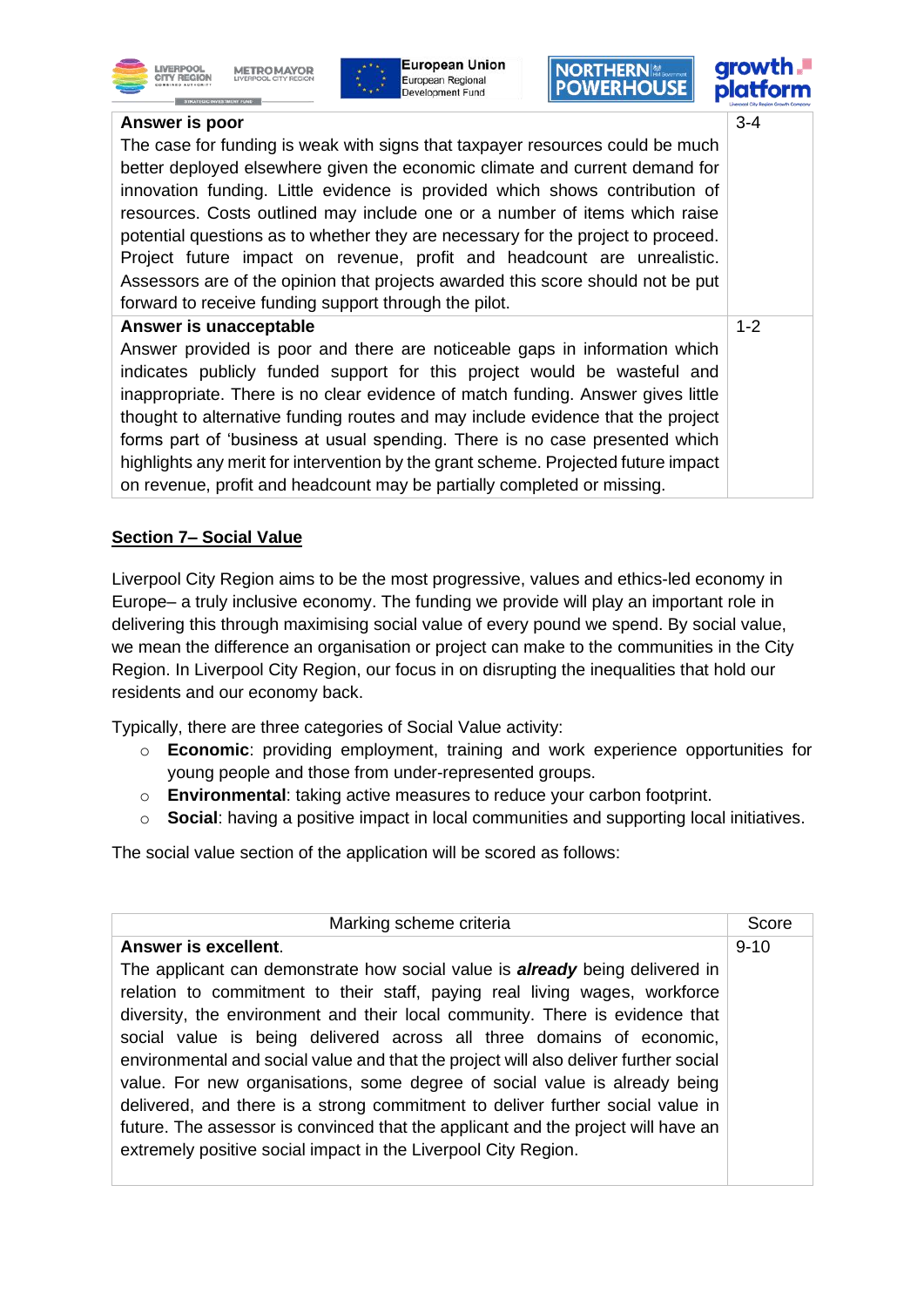| | |
|---|---|
| **Answer is poor**<br>The case for funding is weak with signs that taxpayer resources could be much better deployed elsewhere given the economic climate and current demand for innovation funding. Little evidence is provided which shows contribution of resources. Costs outlined may include one or a number of items which raise potential questions as to whether they are necessary for the project to proceed. Project future impact on revenue, profit and headcount are unrealistic. Assessors are of the opinion that projects awarded this score should not be put forward to receive funding support through the pilot. | 3-4 |
| **Answer is unacceptable**<br>Answer provided is poor and there are noticeable gaps in information which indicates publicly funded support for this project would be wasteful and inappropriate. There is no clear evidence of match funding. Answer gives little thought to alternative funding routes and may include evidence that the project forms part of 'business at usual spending. There is no case presented which highlights any merit for intervention by the grant scheme. Projected future impact on revenue, profit and headcount may be partially completed or missing. | 1-2 |

## Section 7– Social Value

Liverpool City Region aims to be the most progressive, values and ethics-led economy in Europe– a truly inclusive economy. The funding we provide will play an important role in delivering this through maximising social value of every pound we spend. By social value, we mean the difference an organisation or project can make to the communities in the City Region. In Liverpool City Region, our focus in on disrupting the inequalities that hold our residents and our economy back.

Typically, there are three categories of Social Value activity:

- **Economic**: providing employment, training and work experience opportunities for young people and those from under-represented groups.
- **Environmental**: taking active measures to reduce your carbon footprint.
- **Social**: having a positive impact in local communities and supporting local initiatives.

The social value section of the application will be scored as follows:

| Marking scheme criteria | Score |
|---|---|
| **Answer is excellent**.<br>The applicant can demonstrate how social value is ***already*** being delivered in relation to commitment to their staff, paying real living wages, workforce diversity, the environment and their local community. There is evidence that social value is being delivered across all three domains of economic, environmental and social value and that the project will also deliver further social value. For new organisations, some degree of social value is already being delivered, and there is a strong commitment to deliver further social value in future. The assessor is convinced that the applicant and the project will have an extremely positive social impact in the Liverpool City Region. | 9-10 |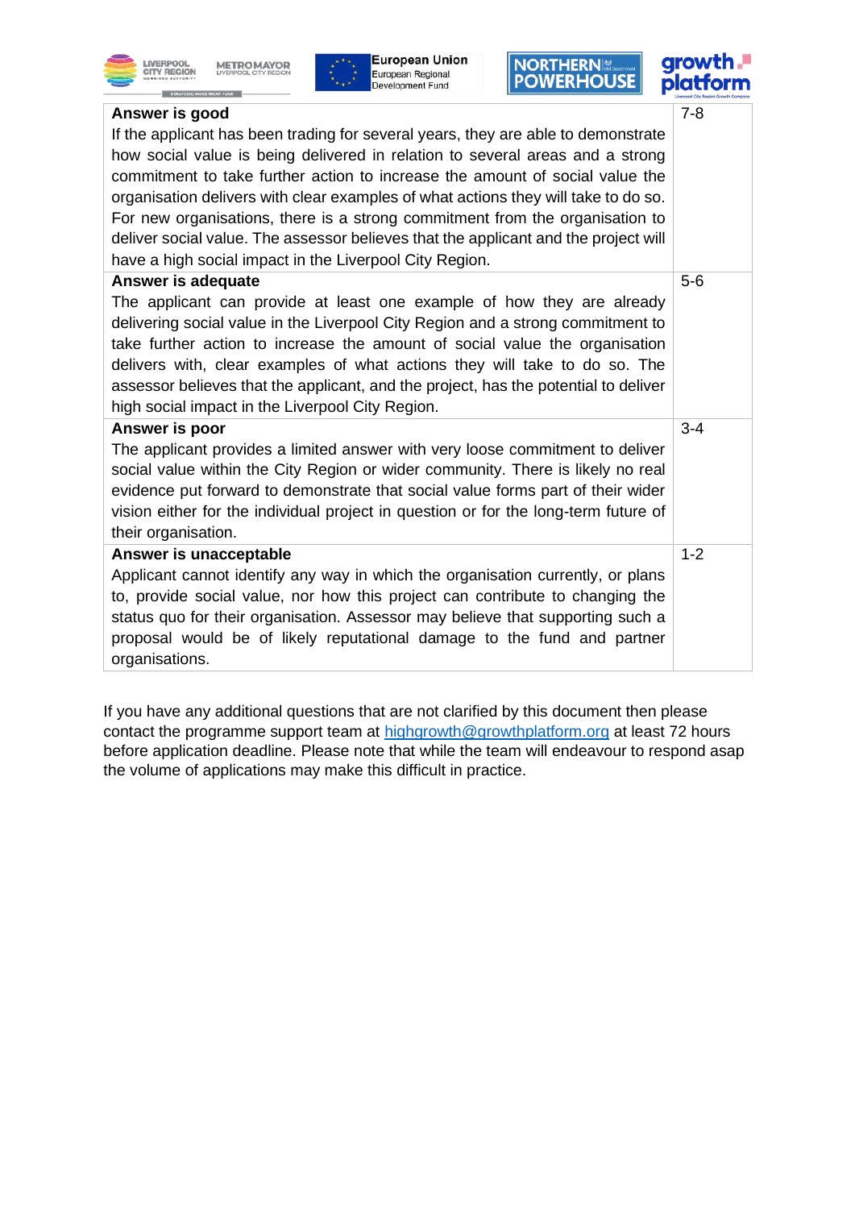| | |
|---|---|
| **Answer is good**<br>If the applicant has been trading for several years, they are able to demonstrate how social value is being delivered in relation to several areas and a strong commitment to take further action to increase the amount of social value the organisation delivers with clear examples of what actions they will take to do so. For new organisations, there is a strong commitment from the organisation to deliver social value. The assessor believes that the applicant and the project will have a high social impact in the Liverpool City Region. | 7-8 |
| **Answer is adequate**<br>The applicant can provide at least one example of how they are already delivering social value in the Liverpool City Region and a strong commitment to take further action to increase the amount of social value the organisation delivers with, clear examples of what actions they will take to do so. The assessor believes that the applicant, and the project, has the potential to deliver high social impact in the Liverpool City Region. | 5-6 |
| **Answer is poor**<br>The applicant provides a limited answer with very loose commitment to deliver social value within the City Region or wider community. There is likely no real evidence put forward to demonstrate that social value forms part of their wider vision either for the individual project in question or for the long-term future of their organisation. | 3-4 |
| **Answer is unacceptable**<br>Applicant cannot identify any way in which the organisation currently, or plans to, provide social value, nor how this project can contribute to changing the status quo for their organisation. Assessor may believe that supporting such a proposal would be of likely reputational damage to the fund and partner organisations. | 1-2 |

If you have any additional questions that are not clarified by this document then please contact the programme support team at highgrowth@growthplatform.org at least 72 hours before application deadline. Please note that while the team will endeavour to respond asap the volume of applications may make this difficult in practice.